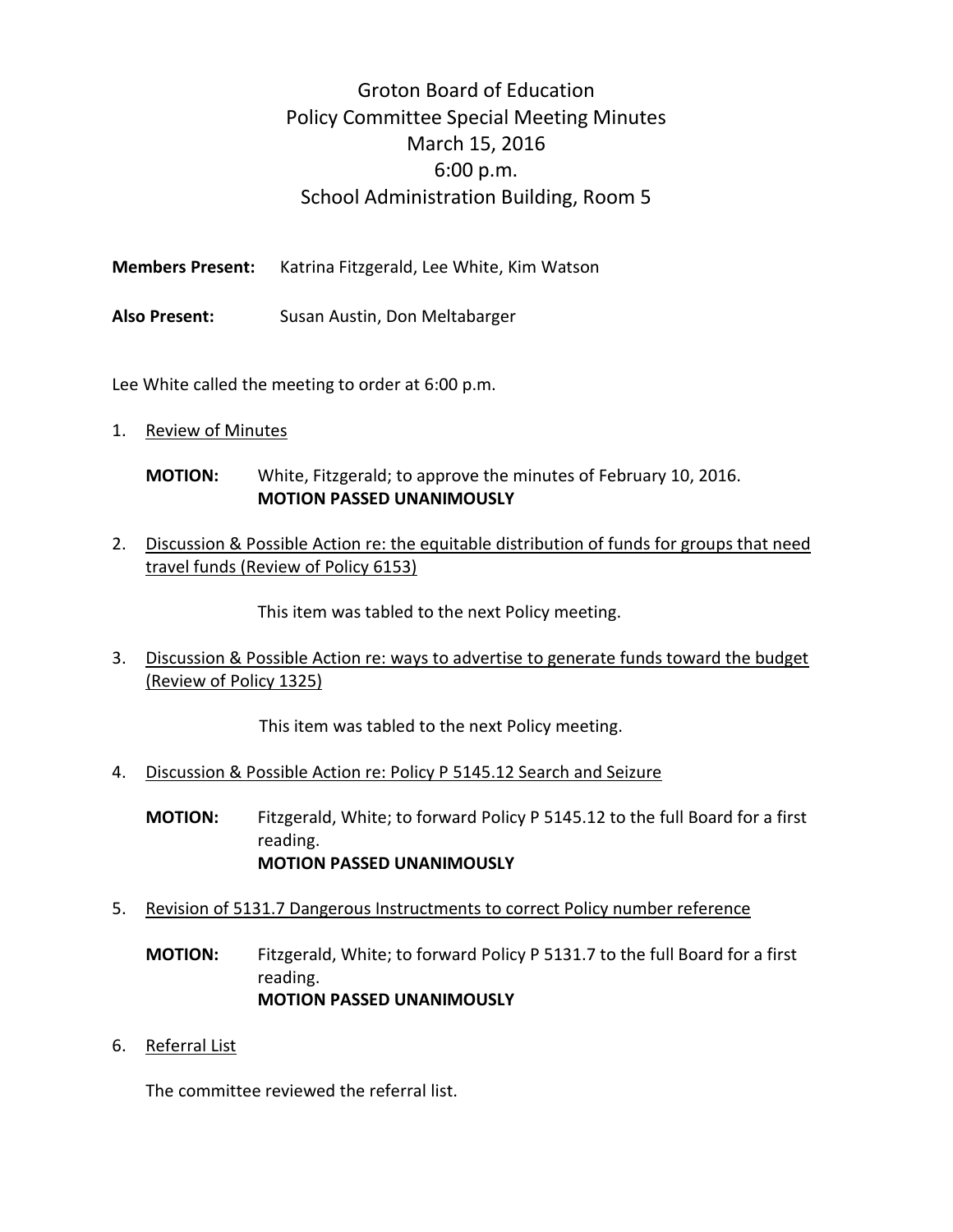# Groton Board of Education
## Policy Committee Special Meeting Minutes
## March 15, 2016
## 6:00 p.m.
## School Administration Building, Room 5

**Members Present:** Katrina Fitzgerald, Lee White, Kim Watson

**Also Present:** Susan Austin, Don Meltabarger

Lee White called the meeting to order at 6:00 p.m.

1. Review of Minutes

   **MOTION:** White, Fitzgerald; to approve the minutes of February 10, 2016.
   **MOTION PASSED UNANIMOUSLY**

2. Discussion & Possible Action re: the equitable distribution of funds for groups that need travel funds (Review of Policy 6153)

   This item was tabled to the next Policy meeting.

3. Discussion & Possible Action re: ways to advertise to generate funds toward the budget (Review of Policy 1325)

   This item was tabled to the next Policy meeting.

4. Discussion & Possible Action re: Policy P 5145.12 Search and Seizure

   **MOTION:** Fitzgerald, White; to forward Policy P 5145.12 to the full Board for a first reading.
   **MOTION PASSED UNANIMOUSLY**

5. Revision of 5131.7 Dangerous Instructments to correct Policy number reference

   **MOTION:** Fitzgerald, White; to forward Policy P 5131.7 to the full Board for a first reading.
   **MOTION PASSED UNANIMOUSLY**

6. Referral List

   The committee reviewed the referral list.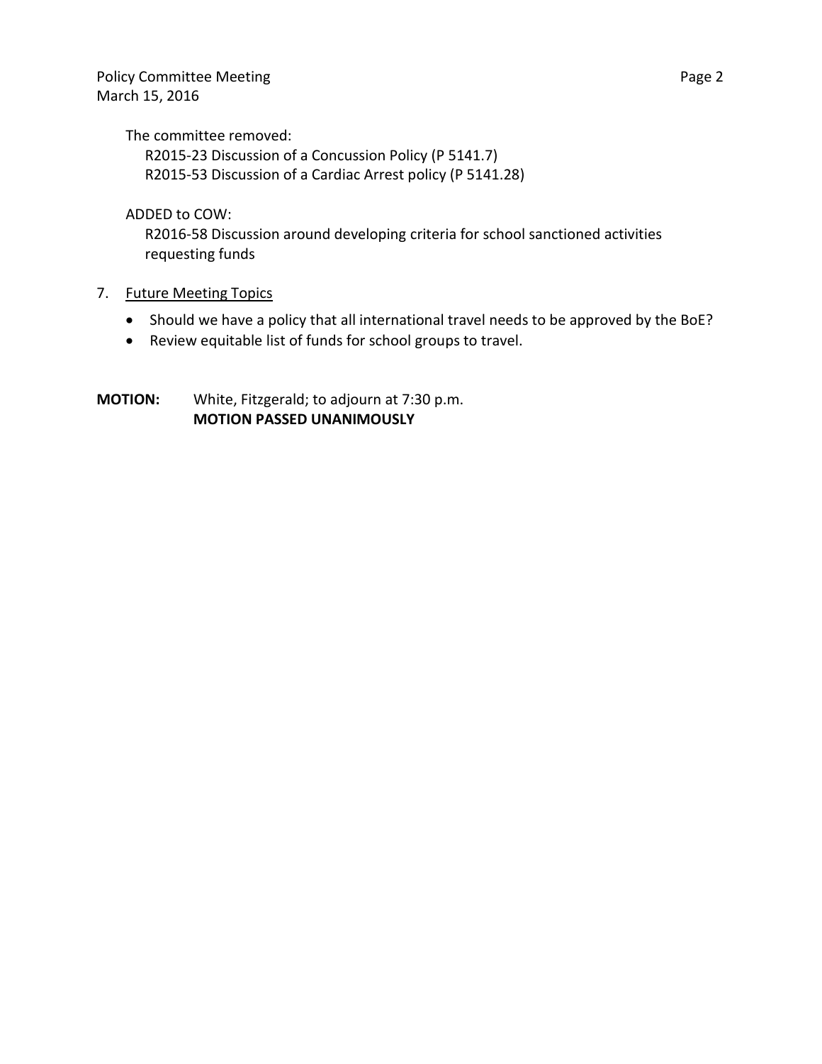The committee removed:

R2015-23 Discussion of a Concussion Policy (P 5141.7)
R2015-53 Discussion of a Cardiac Arrest policy (P 5141.28)

ADDED to COW:

R2016-58 Discussion around developing criteria for school sanctioned activities requesting funds

7. Future Meeting Topics
   - Should we have a policy that all international travel needs to be approved by the BoE?
   - Review equitable list of funds for school groups to travel.

**MOTION:** White, Fitzgerald; to adjourn at 7:30 p.m.
**MOTION PASSED UNANIMOUSLY**